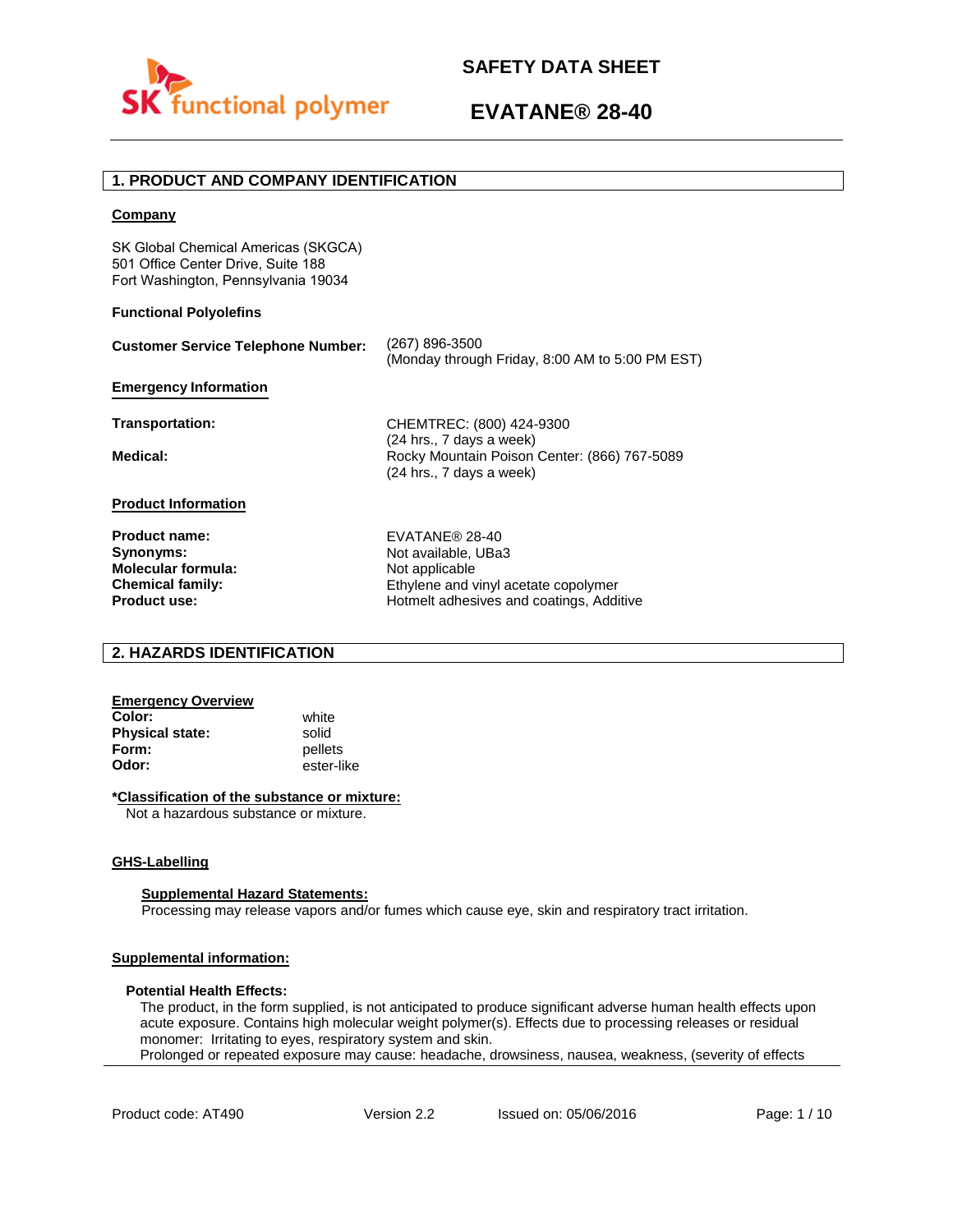# SAFETY DATA SHEET

# EVATANE® 28-40

## 1. PRODUCT AND COMPANY IDENTIFICATION

**Company**

SK Global Chemical Americas (SKGCA)
501 Office Center Drive, Suite 188
Fort Washington, Pennsylvania 19034

**Functional Polyolefins**

| | |
|---|---|
| **Customer Service Telephone Number:** | (267) 896-3500<br>(Monday through Friday, 8:00 AM to 5:00 PM EST) |

**Emergency Information**

| | |
|---|---|
| **Transportation:** | CHEMTREC: (800) 424-9300<br>(24 hrs., 7 days a week) |
| **Medical:** | Rocky Mountain Poison Center: (866) 767-5089<br>(24 hrs., 7 days a week) |

**Product Information**

| | |
|---|---|
| **Product name:** | EVATANE® 28-40 |
| **Synonyms:** | Not available, UBa3 |
| **Molecular formula:** | Not applicable |
| **Chemical family:** | Ethylene and vinyl acetate copolymer |
| **Product use:** | Hotmelt adhesives and coatings, Additive |

## 2. HAZARDS IDENTIFICATION

**Emergency Overview**

| | |
|---|---|
| **Color:** | white |
| **Physical state:** | solid |
| **Form:** | pellets |
| **Odor:** | ester-like |

**\*Classification of the substance or mixture:**
Not a hazardous substance or mixture.

**GHS-Labelling**

**Supplemental Hazard Statements:**
Processing may release vapors and/or fumes which cause eye, skin and respiratory tract irritation.

**Supplemental information:**

**Potential Health Effects:**
The product, in the form supplied, is not anticipated to produce significant adverse human health effects upon acute exposure. Contains high molecular weight polymer(s). Effects due to processing releases or residual monomer: Irritating to eyes, respiratory system and skin.
Prolonged or repeated exposure may cause: headache, drowsiness, nausea, weakness, (severity of effects

Product code: AT490 Version 2.2 Issued on: 05/06/2016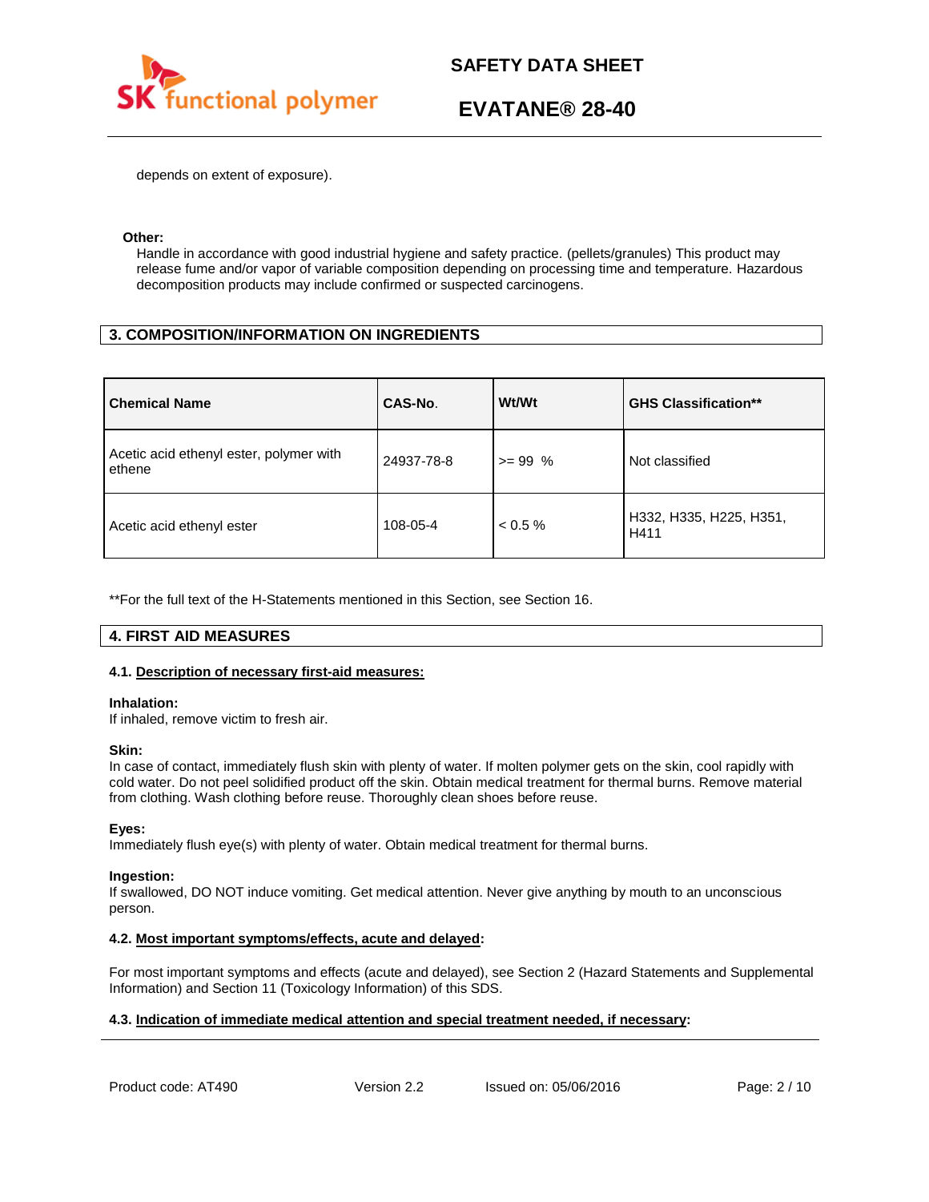depends on extent of exposure).

**Other:**

Handle in accordance with good industrial hygiene and safety practice. (pellets/granules) This product may release fume and/or vapor of variable composition depending on processing time and temperature. Hazardous decomposition products may include confirmed or suspected carcinogens.

## 3. COMPOSITION/INFORMATION ON INGREDIENTS

| Chemical Name | CAS-No. | Wt/Wt | GHS Classification** |
|---|---|---|---|
| Acetic acid ethenyl ester, polymer with ethene | 24937-78-8 | >= 99 % | Not classified |
| Acetic acid ethenyl ester | 108-05-4 | < 0.5 % | H332, H335, H225, H351, H411 |

**For the full text of the H-Statements mentioned in this Section, see Section 16.

## 4. FIRST AID MEASURES

### 4.1. Description of necessary first-aid measures:

**Inhalation:**
If inhaled, remove victim to fresh air.

**Skin:**
In case of contact, immediately flush skin with plenty of water. If molten polymer gets on the skin, cool rapidly with cold water. Do not peel solidified product off the skin. Obtain medical treatment for thermal burns. Remove material from clothing. Wash clothing before reuse. Thoroughly clean shoes before reuse.

**Eyes:**
Immediately flush eye(s) with plenty of water. Obtain medical treatment for thermal burns.

**Ingestion:**
If swallowed, DO NOT induce vomiting. Get medical attention. Never give anything by mouth to an unconscious person.

### 4.2. Most important symptoms/effects, acute and delayed:

For most important symptoms and effects (acute and delayed), see Section 2 (Hazard Statements and Supplemental Information) and Section 11 (Toxicology Information) of this SDS.

### 4.3. Indication of immediate medical attention and special treatment needed, if necessary: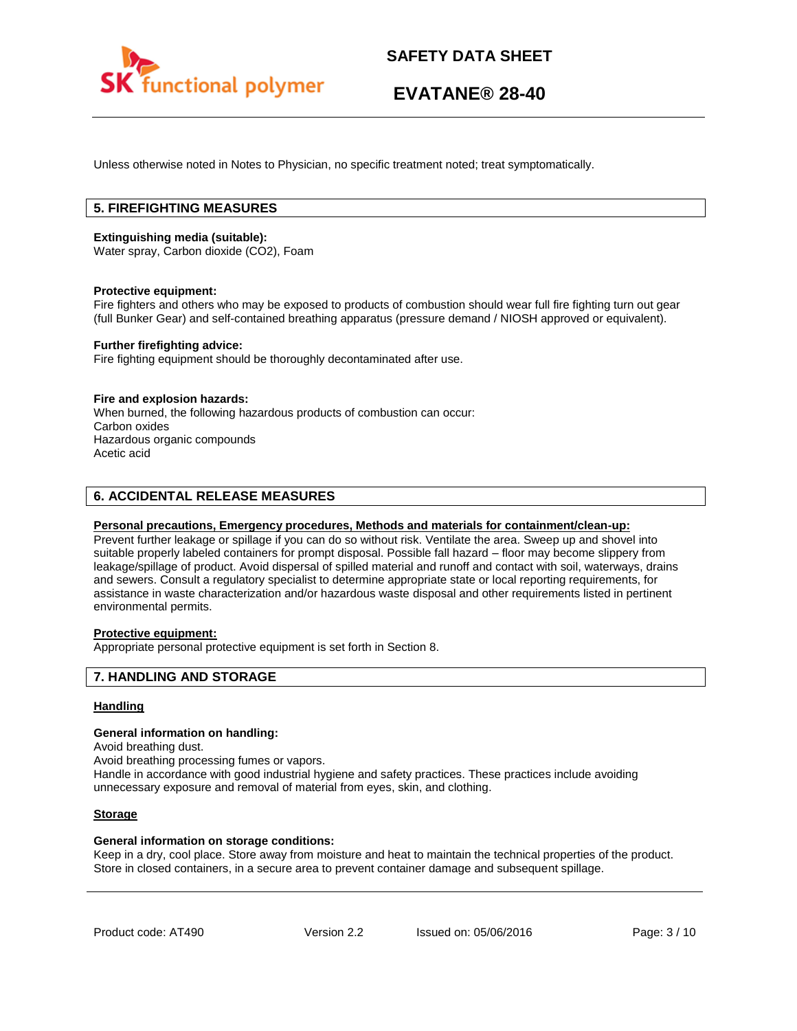Unless otherwise noted in Notes to Physician, no specific treatment noted; treat symptomatically.

## 5. FIREFIGHTING MEASURES

**Extinguishing media (suitable):**
Water spray, Carbon dioxide ($CO_2$), Foam

**Protective equipment:**
Fire fighters and others who may be exposed to products of combustion should wear full fire fighting turn out gear (full Bunker Gear) and self-contained breathing apparatus (pressure demand / NIOSH approved or equivalent).

**Further firefighting advice:**
Fire fighting equipment should be thoroughly decontaminated after use.

**Fire and explosion hazards:**
When burned, the following hazardous products of combustion can occur:
Carbon oxides
Hazardous organic compounds
Acetic acid

## 6. ACCIDENTAL RELEASE MEASURES

**Personal precautions, Emergency procedures, Methods and materials for containment/clean-up:**
Prevent further leakage or spillage if you can do so without risk. Ventilate the area. Sweep up and shovel into suitable properly labeled containers for prompt disposal. Possible fall hazard – floor may become slippery from leakage/spillage of product. Avoid dispersal of spilled material and runoff and contact with soil, waterways, drains and sewers. Consult a regulatory specialist to determine appropriate state or local reporting requirements, for assistance in waste characterization and/or hazardous waste disposal and other requirements listed in pertinent environmental permits.

**Protective equipment:**
Appropriate personal protective equipment is set forth in Section 8.

## 7. HANDLING AND STORAGE

**Handling**

**General information on handling:**
Avoid breathing dust.
Avoid breathing processing fumes or vapors.
Handle in accordance with good industrial hygiene and safety practices. These practices include avoiding unnecessary exposure and removal of material from eyes, skin, and clothing.

**Storage**

**General information on storage conditions:**
Keep in a dry, cool place. Store away from moisture and heat to maintain the technical properties of the product. Store in closed containers, in a secure area to prevent container damage and subsequent spillage.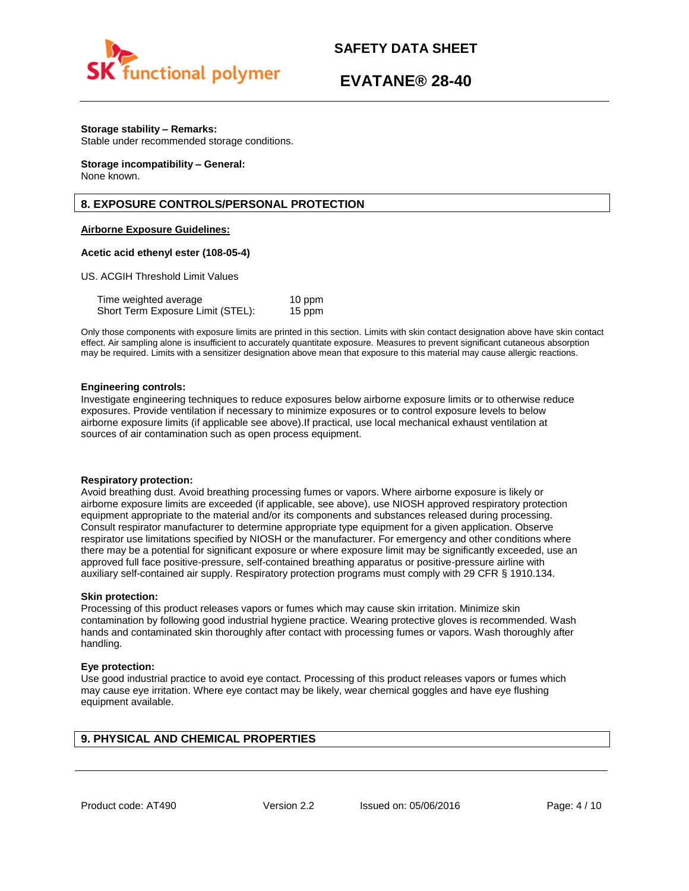**Storage stability – Remarks:**
Stable under recommended storage conditions.

**Storage incompatibility – General:**
None known.

## 8. EXPOSURE CONTROLS/PERSONAL PROTECTION

**Airborne Exposure Guidelines:**

**Acetic acid ethenyl ester (108-05-4)**

US. ACGIH Threshold Limit Values

| | |
|---|---|
| Time weighted average | 10 ppm |
| Short Term Exposure Limit (STEL): | 15 ppm |

Only those components with exposure limits are printed in this section. Limits with skin contact designation above have skin contact effect. Air sampling alone is insufficient to accurately quantitate exposure. Measures to prevent significant cutaneous absorption may be required. Limits with a sensitizer designation above mean that exposure to this material may cause allergic reactions.

**Engineering controls:**
Investigate engineering techniques to reduce exposures below airborne exposure limits or to otherwise reduce exposures. Provide ventilation if necessary to minimize exposures or to control exposure levels to below airborne exposure limits (if applicable see above).If practical, use local mechanical exhaust ventilation at sources of air contamination such as open process equipment.

**Respiratory protection:**
Avoid breathing dust. Avoid breathing processing fumes or vapors. Where airborne exposure is likely or airborne exposure limits are exceeded (if applicable, see above), use NIOSH approved respiratory protection equipment appropriate to the material and/or its components and substances released during processing. Consult respirator manufacturer to determine appropriate type equipment for a given application. Observe respirator use limitations specified by NIOSH or the manufacturer. For emergency and other conditions where there may be a potential for significant exposure or where exposure limit may be significantly exceeded, use an approved full face positive-pressure, self-contained breathing apparatus or positive-pressure airline with auxiliary self-contained air supply. Respiratory protection programs must comply with 29 CFR § 1910.134.

**Skin protection:**
Processing of this product releases vapors or fumes which may cause skin irritation. Minimize skin contamination by following good industrial hygiene practice. Wearing protective gloves is recommended. Wash hands and contaminated skin thoroughly after contact with processing fumes or vapors. Wash thoroughly after handling.

**Eye protection:**
Use good industrial practice to avoid eye contact. Processing of this product releases vapors or fumes which may cause eye irritation. Where eye contact may be likely, wear chemical goggles and have eye flushing equipment available.

## 9. PHYSICAL AND CHEMICAL PROPERTIES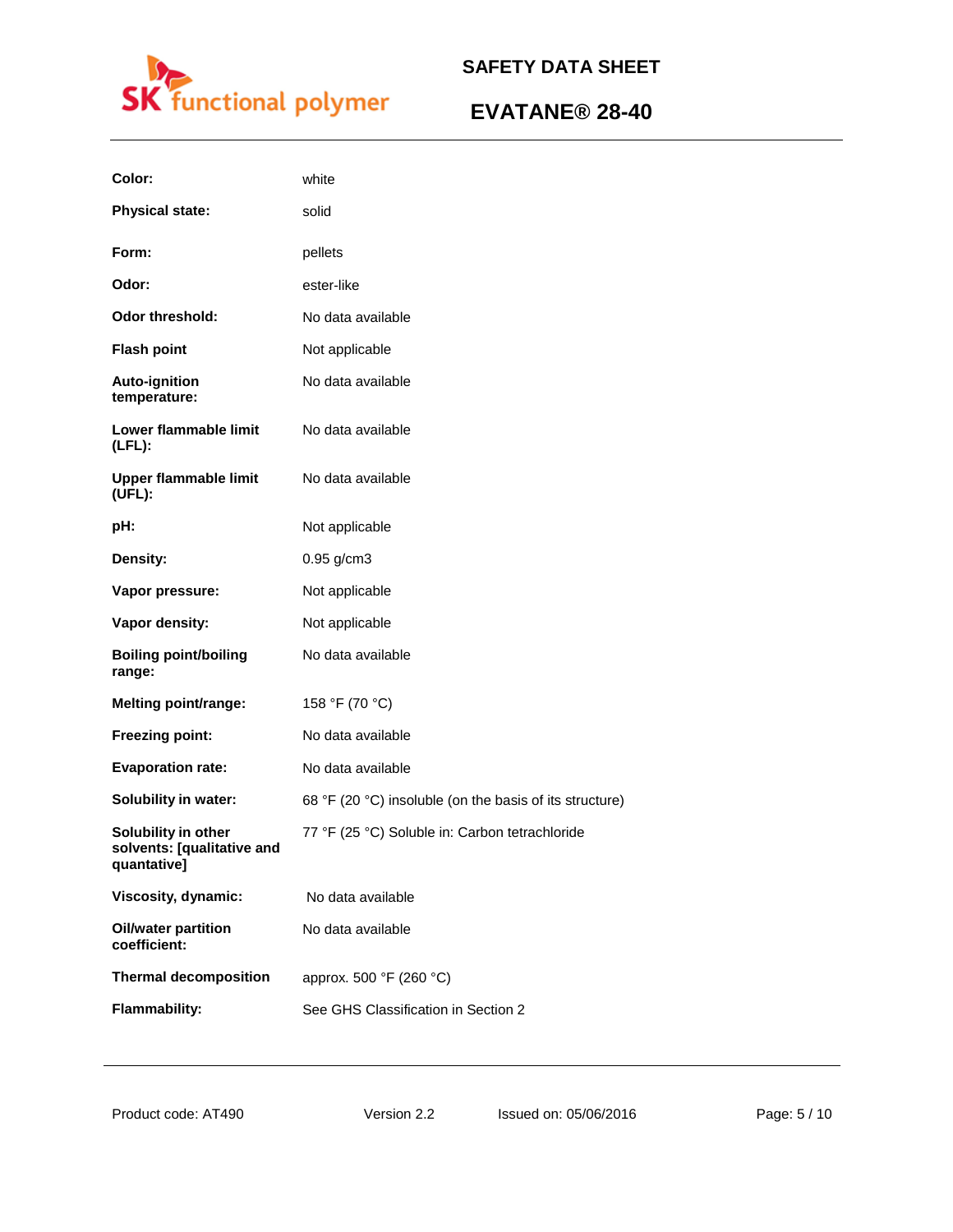| | |
|---|---|
| **Color:** | white |
| **Physical state:** | solid |
| **Form:** | pellets |
| **Odor:** | ester-like |
| **Odor threshold:** | No data available |
| **Flash point** | Not applicable |
| **Auto-ignition temperature:** | No data available |
| **Lower flammable limit (LFL):** | No data available |
| **Upper flammable limit (UFL):** | No data available |
| **pH:** | Not applicable |
| **Density:** | 0.95 g/cm3 |
| **Vapor pressure:** | Not applicable |
| **Vapor density:** | Not applicable |
| **Boiling point/boiling range:** | No data available |
| **Melting point/range:** | 158 °F (70 °C) |
| **Freezing point:** | No data available |
| **Evaporation rate:** | No data available |
| **Solubility in water:** | 68 °F (20 °C) insoluble (on the basis of its structure) |
| **Solubility in other solvents: [qualitative and quantative]** | 77 °F (25 °C) Soluble in: Carbon tetrachloride |
| **Viscosity, dynamic:** | No data available |
| **Oil/water partition coefficient:** | No data available |
| **Thermal decomposition** | approx. 500 °F (260 °C) |
| **Flammability:** | See GHS Classification in Section 2 |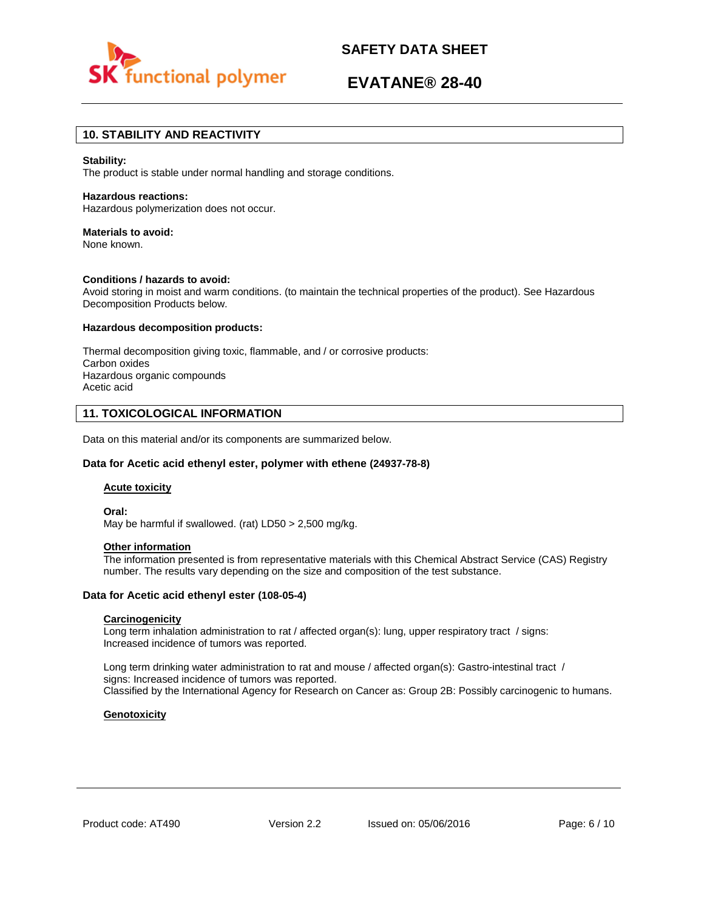## 10. STABILITY AND REACTIVITY

**Stability:**
The product is stable under normal handling and storage conditions.

**Hazardous reactions:**
Hazardous polymerization does not occur.

**Materials to avoid:**
None known.

**Conditions / hazards to avoid:**
Avoid storing in moist and warm conditions. (to maintain the technical properties of the product). See Hazardous Decomposition Products below.

**Hazardous decomposition products:**

Thermal decomposition giving toxic, flammable, and / or corrosive products:
Carbon oxides
Hazardous organic compounds
Acetic acid

## 11. TOXICOLOGICAL INFORMATION

Data on this material and/or its components are summarized below.

### Data for Acetic acid ethenyl ester, polymer with ethene (24937-78-8)

**Acute toxicity**

**Oral:**
May be harmful if swallowed. (rat) LD50 > 2,500 mg/kg.

**Other information**
The information presented is from representative materials with this Chemical Abstract Service (CAS) Registry number. The results vary depending on the size and composition of the test substance.

### Data for Acetic acid ethenyl ester (108-05-4)

**Carcinogenicity**
Long term inhalation administration to rat / affected organ(s): lung, upper respiratory tract / signs: Increased incidence of tumors was reported.

Long term drinking water administration to rat and mouse / affected organ(s): Gastro-intestinal tract / signs: Increased incidence of tumors was reported.
Classified by the International Agency for Research on Cancer as: Group 2B: Possibly carcinogenic to humans.

**Genotoxicity**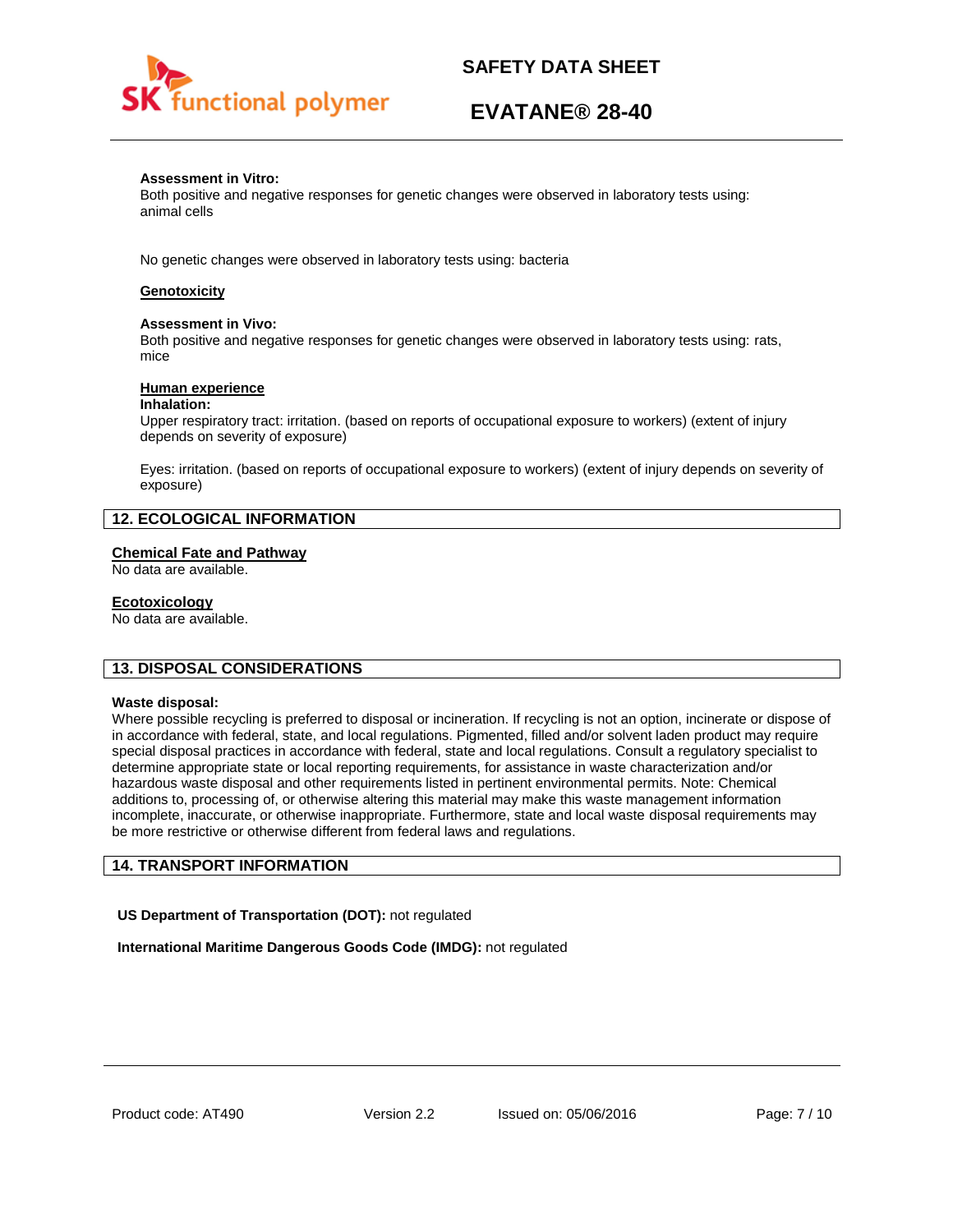**Assessment in Vitro:**
Both positive and negative responses for genetic changes were observed in laboratory tests using: animal cells

No genetic changes were observed in laboratory tests using: bacteria

**Genotoxicity**

**Assessment in Vivo:**
Both positive and negative responses for genetic changes were observed in laboratory tests using: rats, mice

**Human experience**

**Inhalation:**
Upper respiratory tract: irritation. (based on reports of occupational exposure to workers) (extent of injury depends on severity of exposure)

Eyes: irritation. (based on reports of occupational exposure to workers) (extent of injury depends on severity of exposure)

## 12. ECOLOGICAL INFORMATION

**Chemical Fate and Pathway**
No data are available.

**Ecotoxicology**
No data are available.

## 13. DISPOSAL CONSIDERATIONS

**Waste disposal:**
Where possible recycling is preferred to disposal or incineration. If recycling is not an option, incinerate or dispose of in accordance with federal, state, and local regulations. Pigmented, filled and/or solvent laden product may require special disposal practices in accordance with federal, state and local regulations. Consult a regulatory specialist to determine appropriate state or local reporting requirements, for assistance in waste characterization and/or hazardous waste disposal and other requirements listed in pertinent environmental permits. Note: Chemical additions to, processing of, or otherwise altering this material may make this waste management information incomplete, inaccurate, or otherwise inappropriate. Furthermore, state and local waste disposal requirements may be more restrictive or otherwise different from federal laws and regulations.

## 14. TRANSPORT INFORMATION

**US Department of Transportation (DOT):** not regulated

**International Maritime Dangerous Goods Code (IMDG):** not regulated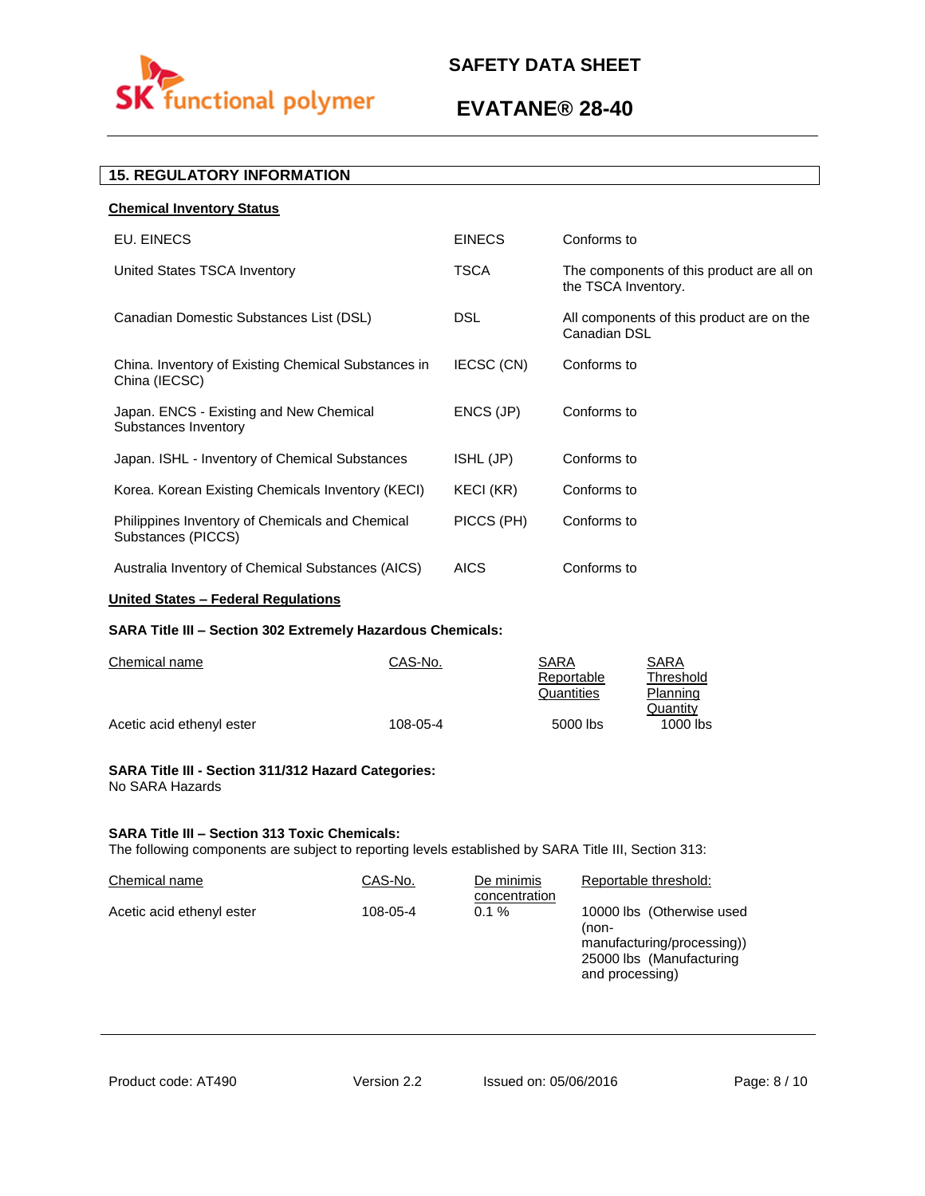## 15. REGULATORY INFORMATION

**Chemical Inventory Status**

| | | |
|---|---|---|
| EU. EINECS | EINECS | Conforms to |
| United States TSCA Inventory | TSCA | The components of this product are all on the TSCA Inventory. |
| Canadian Domestic Substances List (DSL) | DSL | All components of this product are on the Canadian DSL |
| China. Inventory of Existing Chemical Substances in China (IECSC) | IECSC (CN) | Conforms to |
| Japan. ENCS - Existing and New Chemical Substances Inventory | ENCS (JP) | Conforms to |
| Japan. ISHL - Inventory of Chemical Substances | ISHL (JP) | Conforms to |
| Korea. Korean Existing Chemicals Inventory (KECI) | KECI (KR) | Conforms to |
| Philippines Inventory of Chemicals and Chemical Substances (PICCS) | PICCS (PH) | Conforms to |
| Australia Inventory of Chemical Substances (AICS) | AICS | Conforms to |

**United States – Federal Regulations**

**SARA Title III – Section 302 Extremely Hazardous Chemicals:**

| Chemical name | CAS-No. | SARA Reportable Quantities | SARA Threshold Planning Quantity |
|---|---|---|---|
| Acetic acid ethenyl ester | 108-05-4 | 5000 lbs | 1000 lbs |

**SARA Title III - Section 311/312 Hazard Categories:**
No SARA Hazards

**SARA Title III – Section 313 Toxic Chemicals:**
The following components are subject to reporting levels established by SARA Title III, Section 313:

| Chemical name | CAS-No. | De minimis concentration | Reportable threshold: |
|---|---|---|---|
| Acetic acid ethenyl ester | 108-05-4 | 0.1 % | 10000 lbs (Otherwise used (non-manufacturing/processing)) 25000 lbs (Manufacturing and processing) |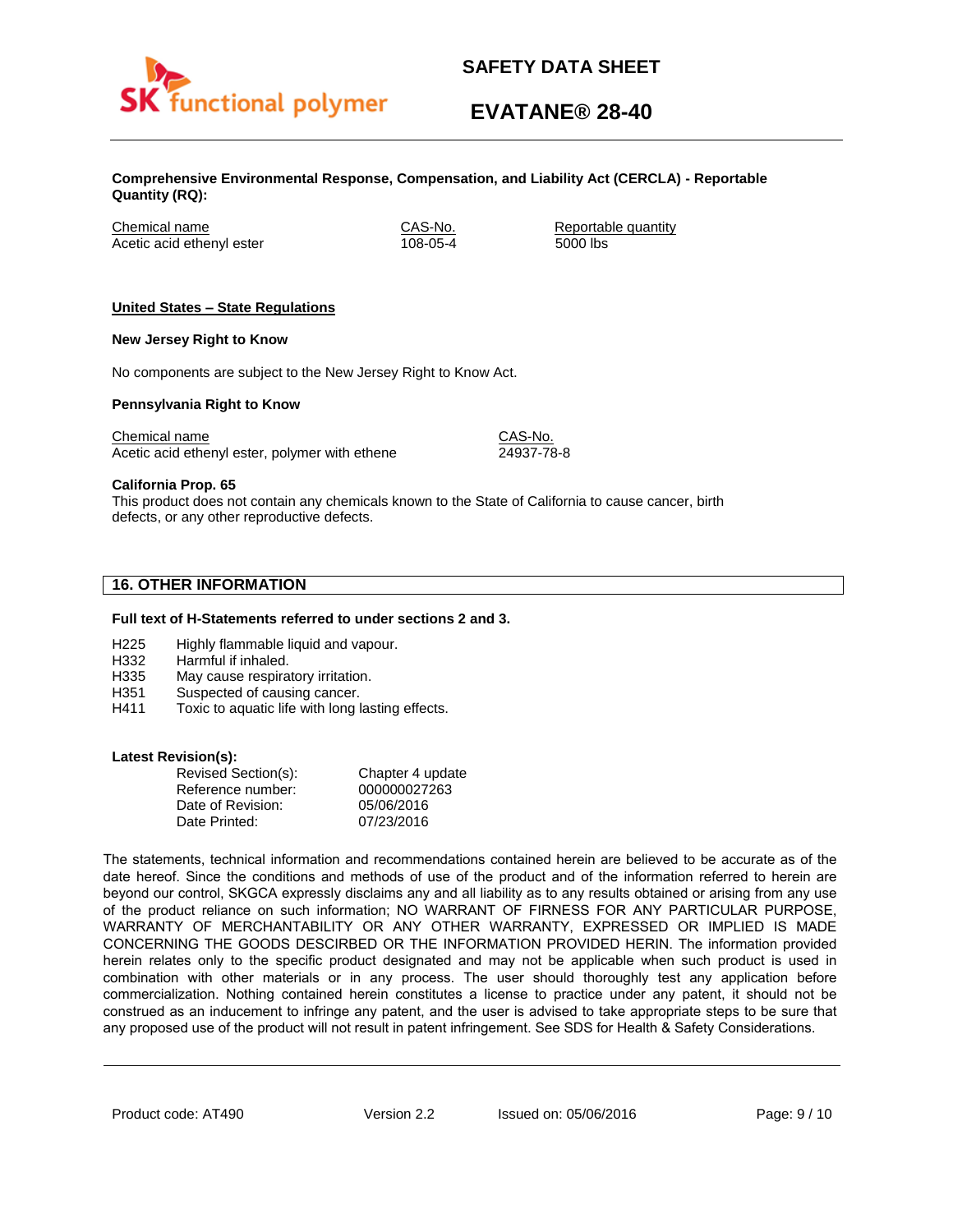**Comprehensive Environmental Response, Compensation, and Liability Act (CERCLA) - Reportable Quantity (RQ):**

| Chemical name | CAS-No. | Reportable quantity |
|---|---|---|
| Acetic acid ethenyl ester | 108-05-4 | 5000 lbs |

**United States – State Regulations**

**New Jersey Right to Know**

No components are subject to the New Jersey Right to Know Act.

**Pennsylvania Right to Know**

| Chemical name | CAS-No. |
|---|---|
| Acetic acid ethenyl ester, polymer with ethene | 24937-78-8 |

**California Prop. 65**
This product does not contain any chemicals known to the State of California to cause cancer, birth defects, or any other reproductive defects.

## 16. OTHER INFORMATION

**Full text of H-Statements referred to under sections 2 and 3.**

- H225 Highly flammable liquid and vapour.
- H332 Harmful if inhaled.
- H335 May cause respiratory irritation.
- H351 Suspected of causing cancer.
- H411 Toxic to aquatic life with long lasting effects.

**Latest Revision(s):**

| | |
|---|---|
| Revised Section(s): | Chapter 4 update |
| Reference number: | 000000027263 |
| Date of Revision: | 05/06/2016 |
| Date Printed: | 07/23/2016 |

The statements, technical information and recommendations contained herein are believed to be accurate as of the date hereof. Since the conditions and methods of use of the product and of the information referred to herein are beyond our control, SKGCA expressly disclaims any and all liability as to any results obtained or arising from any use of the product reliance on such information; NO WARRANT OF FIRNESS FOR ANY PARTICULAR PURPOSE, WARRANTY OF MERCHANTABILITY OR ANY OTHER WARRANTY, EXPRESSED OR IMPLIED IS MADE CONCERNING THE GOODS DESCRIBED OR THE INFORMATION PROVIDED HERIN. The information provided herein relates only to the specific product designated and may not be applicable when such product is used in combination with other materials or in any process. The user should thoroughly test any application before commercialization. Nothing contained herein constitutes a license to practice under any patent, it should not be construed as an inducement to infringe any patent, and the user is advised to take appropriate steps to be sure that any proposed use of the product will not result in patent infringement. See SDS for Health & Safety Considerations.